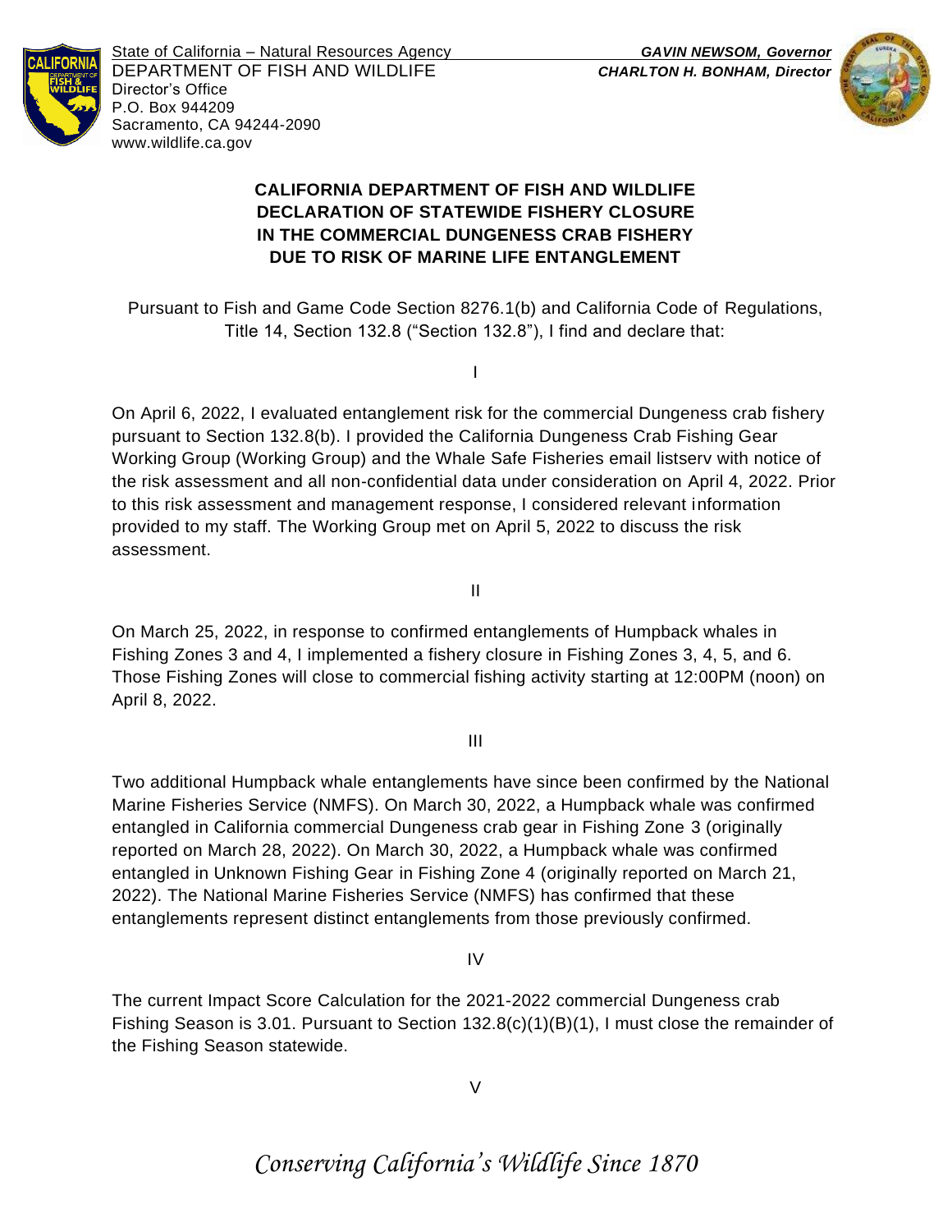State of California – Natural Resources Agency
DEPARTMENT OF FISH AND WILDLIFE
Director's Office
P.O. Box 944209
Sacramento, CA 94244-2090
www.wildlife.ca.gov

***GAVIN NEWSOM, Governor***
***CHARLTON H. BONHAM, Director***

# CALIFORNIA DEPARTMENT OF FISH AND WILDLIFE DECLARATION OF STATEWIDE FISHERY CLOSURE IN THE COMMERCIAL DUNGENESS CRAB FISHERY DUE TO RISK OF MARINE LIFE ENTANGLEMENT

Pursuant to Fish and Game Code Section 8276.1(b) and California Code of Regulations, Title 14, Section 132.8 ("Section 132.8"), I find and declare that:

I

On April 6, 2022, I evaluated entanglement risk for the commercial Dungeness crab fishery pursuant to Section 132.8(b). I provided the California Dungeness Crab Fishing Gear Working Group (Working Group) and the Whale Safe Fisheries email listserv with notice of the risk assessment and all non-confidential data under consideration on April 4, 2022. Prior to this risk assessment and management response, I considered relevant information provided to my staff. The Working Group met on April 5, 2022 to discuss the risk assessment.

II

On March 25, 2022, in response to confirmed entanglements of Humpback whales in Fishing Zones 3 and 4, I implemented a fishery closure in Fishing Zones 3, 4, 5, and 6. Those Fishing Zones will close to commercial fishing activity starting at 12:00PM (noon) on April 8, 2022.

III

Two additional Humpback whale entanglements have since been confirmed by the National Marine Fisheries Service (NMFS). On March 30, 2022, a Humpback whale was confirmed entangled in California commercial Dungeness crab gear in Fishing Zone 3 (originally reported on March 28, 2022). On March 30, 2022, a Humpback whale was confirmed entangled in Unknown Fishing Gear in Fishing Zone 4 (originally reported on March 21, 2022). The National Marine Fisheries Service (NMFS) has confirmed that these entanglements represent distinct entanglements from those previously confirmed.

IV

The current Impact Score Calculation for the 2021-2022 commercial Dungeness crab Fishing Season is 3.01. Pursuant to Section 132.8(c)(1)(B)(1), I must close the remainder of the Fishing Season statewide.

V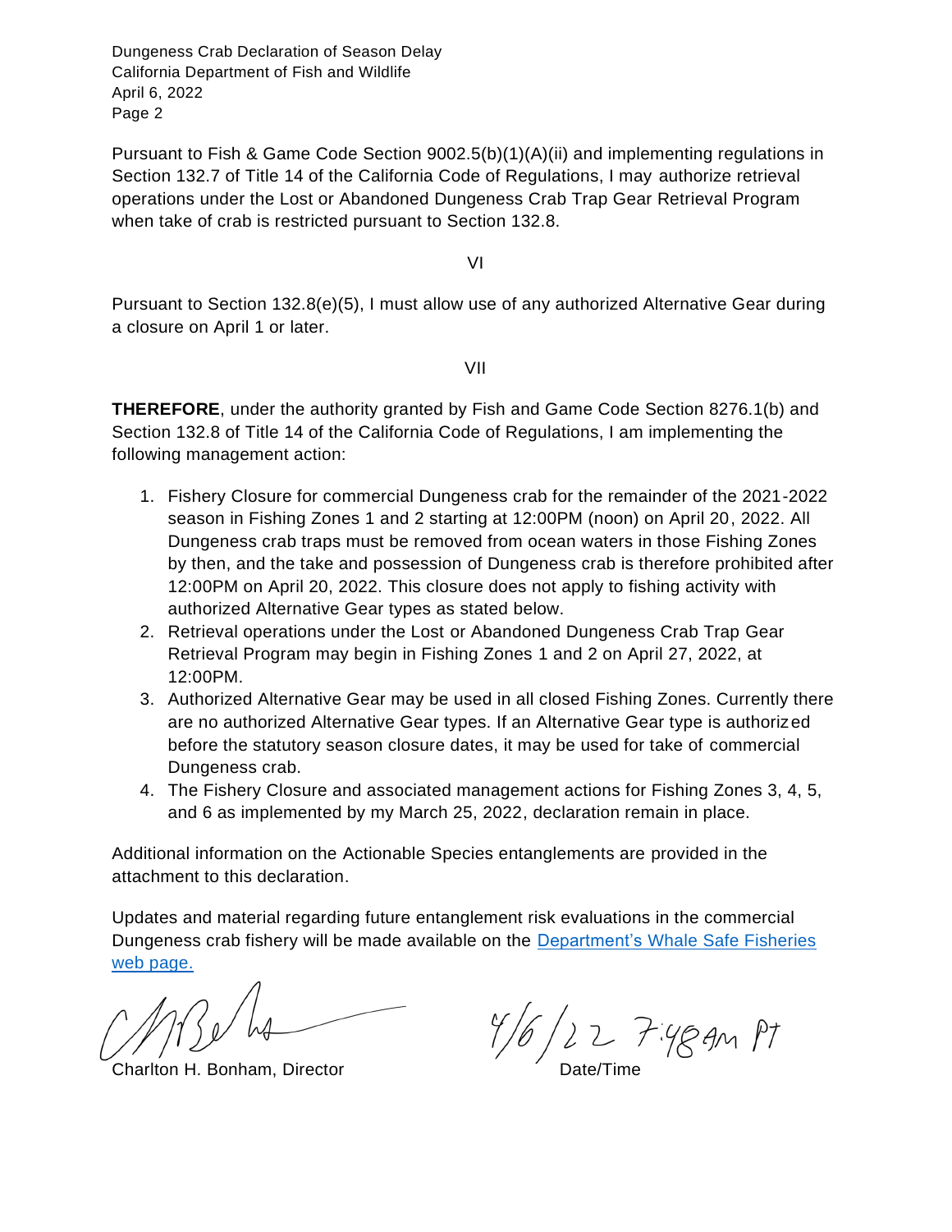Pursuant to Fish & Game Code Section 9002.5(b)(1)(A)(ii) and implementing regulations in Section 132.7 of Title 14 of the California Code of Regulations, I may authorize retrieval operations under the Lost or Abandoned Dungeness Crab Trap Gear Retrieval Program when take of crab is restricted pursuant to Section 132.8.

VI

Pursuant to Section 132.8(e)(5), I must allow use of any authorized Alternative Gear during a closure on April 1 or later.

VII

**THEREFORE**, under the authority granted by Fish and Game Code Section 8276.1(b) and Section 132.8 of Title 14 of the California Code of Regulations, I am implementing the following management action:

1. Fishery Closure for commercial Dungeness crab for the remainder of the 2021-2022 season in Fishing Zones 1 and 2 starting at 12:00PM (noon) on April 20, 2022. All Dungeness crab traps must be removed from ocean waters in those Fishing Zones by then, and the take and possession of Dungeness crab is therefore prohibited after 12:00PM on April 20, 2022. This closure does not apply to fishing activity with authorized Alternative Gear types as stated below.
2. Retrieval operations under the Lost or Abandoned Dungeness Crab Trap Gear Retrieval Program may begin in Fishing Zones 1 and 2 on April 27, 2022, at 12:00PM.
3. Authorized Alternative Gear may be used in all closed Fishing Zones. Currently there are no authorized Alternative Gear types. If an Alternative Gear type is authorized before the statutory season closure dates, it may be used for take of commercial Dungeness crab.
4. The Fishery Closure and associated management actions for Fishing Zones 3, 4, 5, and 6 as implemented by my March 25, 2022, declaration remain in place.

Additional information on the Actionable Species entanglements are provided in the attachment to this declaration.

Updates and material regarding future entanglement risk evaluations in the commercial Dungeness crab fishery will be made available on the [Department's Whale Safe Fisheries web page.]

Charlton H. Bonham, Director

4/6/22 7:48AM PT
Date/Time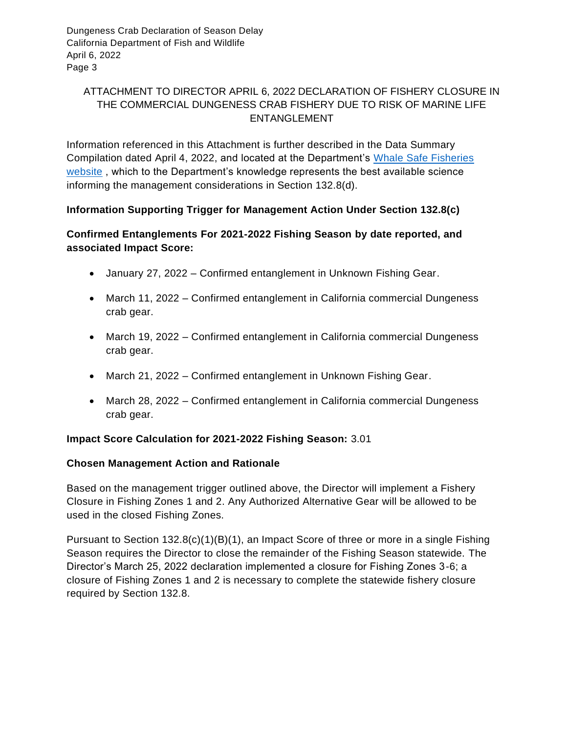ATTACHMENT TO DIRECTOR APRIL 6, 2022 DECLARATION OF FISHERY CLOSURE IN THE COMMERCIAL DUNGENESS CRAB FISHERY DUE TO RISK OF MARINE LIFE ENTANGLEMENT

Information referenced in this Attachment is further described in the Data Summary Compilation dated April 4, 2022, and located at the Department's [Whale Safe Fisheries website](), which to the Department's knowledge represents the best available science informing the management considerations in Section 132.8(d).

**Information Supporting Trigger for Management Action Under Section 132.8(c)**

**Confirmed Entanglements For 2021-2022 Fishing Season by date reported, and associated Impact Score:**

- January 27, 2022 – Confirmed entanglement in Unknown Fishing Gear.
- March 11, 2022 – Confirmed entanglement in California commercial Dungeness crab gear.
- March 19, 2022 – Confirmed entanglement in California commercial Dungeness crab gear.
- March 21, 2022 – Confirmed entanglement in Unknown Fishing Gear.
- March 28, 2022 – Confirmed entanglement in California commercial Dungeness crab gear.

**Impact Score Calculation for 2021-2022 Fishing Season:** 3.01

**Chosen Management Action and Rationale**

Based on the management trigger outlined above, the Director will implement a Fishery Closure in Fishing Zones 1 and 2. Any Authorized Alternative Gear will be allowed to be used in the closed Fishing Zones.

Pursuant to Section 132.8(c)(1)(B)(1), an Impact Score of three or more in a single Fishing Season requires the Director to close the remainder of the Fishing Season statewide. The Director's March 25, 2022 declaration implemented a closure for Fishing Zones 3-6; a closure of Fishing Zones 1 and 2 is necessary to complete the statewide fishery closure required by Section 132.8.